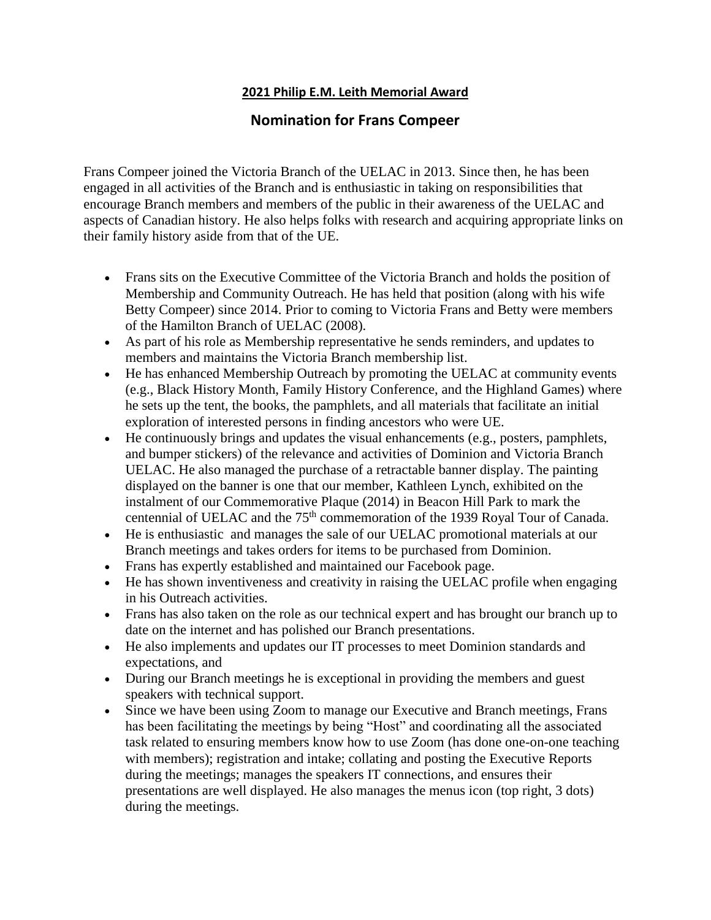**2021 Philip E.M. Leith Memorial Award**

## Nomination for Frans Compeer

Frans Compeer joined the Victoria Branch of the UELAC in 2013. Since then, he has been engaged in all activities of the Branch and is enthusiastic in taking on responsibilities that encourage Branch members and members of the public in their awareness of the UELAC and aspects of Canadian history. He also helps folks with research and acquiring appropriate links on their family history aside from that of the UE.

- Frans sits on the Executive Committee of the Victoria Branch and holds the position of Membership and Community Outreach. He has held that position (along with his wife Betty Compeer) since 2014. Prior to coming to Victoria Frans and Betty were members of the Hamilton Branch of UELAC (2008).
- As part of his role as Membership representative he sends reminders, and updates to members and maintains the Victoria Branch membership list.
- He has enhanced Membership Outreach by promoting the UELAC at community events (e.g., Black History Month, Family History Conference, and the Highland Games) where he sets up the tent, the books, the pamphlets, and all materials that facilitate an initial exploration of interested persons in finding ancestors who were UE.
- He continuously brings and updates the visual enhancements (e.g., posters, pamphlets, and bumper stickers) of the relevance and activities of Dominion and Victoria Branch UELAC. He also managed the purchase of a retractable banner display. The painting displayed on the banner is one that our member, Kathleen Lynch, exhibited on the instalment of our Commemorative Plaque (2014) in Beacon Hill Park to mark the centennial of UELAC and the 75th commemoration of the 1939 Royal Tour of Canada.
- He is enthusiastic and manages the sale of our UELAC promotional materials at our Branch meetings and takes orders for items to be purchased from Dominion.
- Frans has expertly established and maintained our Facebook page.
- He has shown inventiveness and creativity in raising the UELAC profile when engaging in his Outreach activities.
- Frans has also taken on the role as our technical expert and has brought our branch up to date on the internet and has polished our Branch presentations.
- He also implements and updates our IT processes to meet Dominion standards and expectations, and
- During our Branch meetings he is exceptional in providing the members and guest speakers with technical support.
- Since we have been using Zoom to manage our Executive and Branch meetings, Frans has been facilitating the meetings by being "Host" and coordinating all the associated task related to ensuring members know how to use Zoom (has done one-on-one teaching with members); registration and intake; collating and posting the Executive Reports during the meetings; manages the speakers IT connections, and ensures their presentations are well displayed. He also manages the menus icon (top right, 3 dots) during the meetings.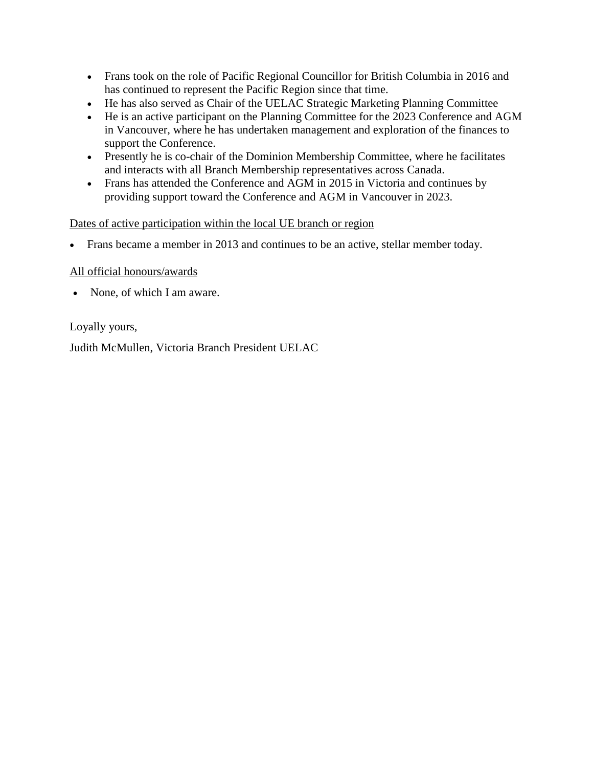- Frans took on the role of Pacific Regional Councillor for British Columbia in 2016 and has continued to represent the Pacific Region since that time.
- He has also served as Chair of the UELAC Strategic Marketing Planning Committee
- He is an active participant on the Planning Committee for the 2023 Conference and AGM in Vancouver, where he has undertaken management and exploration of the finances to support the Conference.
- Presently he is co-chair of the Dominion Membership Committee, where he facilitates and interacts with all Branch Membership representatives across Canada.
- Frans has attended the Conference and AGM in 2015 in Victoria and continues by providing support toward the Conference and AGM in Vancouver in 2023.

<u>Dates of active participation within the local UE branch or region</u>

- Frans became a member in 2013 and continues to be an active, stellar member today.

<u>All official honours/awards</u>

- None, of which I am aware.

Loyally yours,

Judith McMullen, Victoria Branch President UELAC